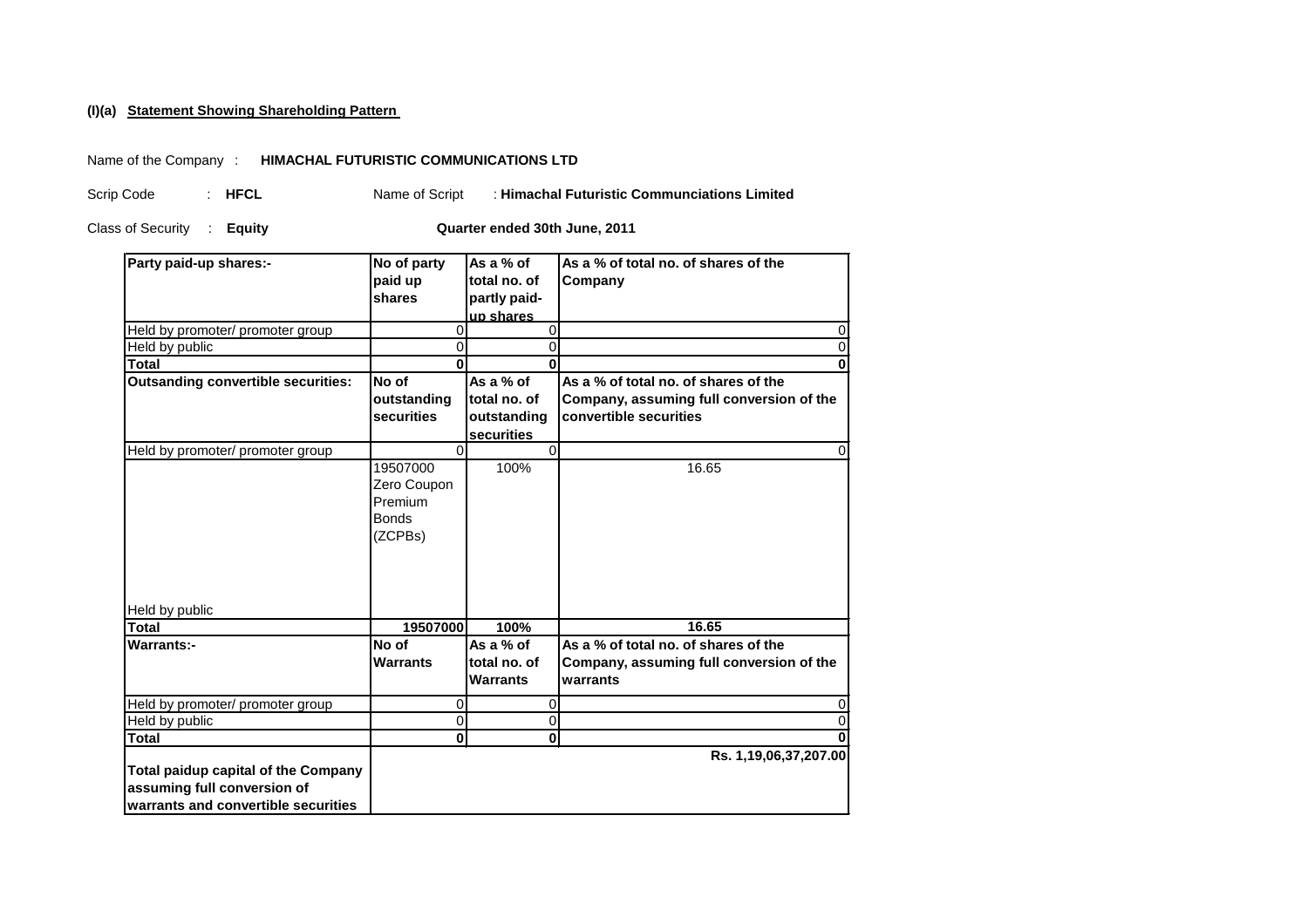**(I)(a) Statement Showing Shareholding Pattern**

Name of the Company : **HIMACHAL FUTURISTIC COMMUNICATIONS LTD**

Scrip Code : **HFCL** Name of Script : **Himachal Futuristic Communciations Limited**

Class of Security : **Equity** **Quarter ended 30th June, 2011**

| **Party paid-up shares:-** | **No of party paid up shares** | **As a % of total no. of partly paid-up shares** | **As a % of total no. of shares of the Company** |
|---|---|---|---|
| Held by promoter/ promoter group | 0 | 0 | 0 |
| Held by public | 0 | 0 | 0 |
| **Total** | **0** | **0** | **0** |
| **Outsanding convertible securities:** | **No of outstanding securities** | **As a % of total no. of outstanding securities** | **As a % of total no. of shares of the Company, assuming full conversion of the convertible securities** |
| Held by promoter/ promoter group | 0 | 0 | 0 |
| Held by public | 19507000 Zero Coupon Premium Bonds (ZCPBs) | 100% | 16.65 |
| **Total** | **19507000** | **100%** | **16.65** |
| **Warrants:-** | **No of Warrants** | **As a % of total no. of Warrants** | **As a % of total no. of shares of the Company, assuming full conversion of the warrants** |
| Held by promoter/ promoter group | 0 | 0 | 0 |
| Held by public | 0 | 0 | 0 |
| **Total** | **0** | **0** | **0** |
| **Total paidup capital of the Company assuming full conversion of warrants and convertible securities** | | | **Rs. 1,19,06,37,207.00** |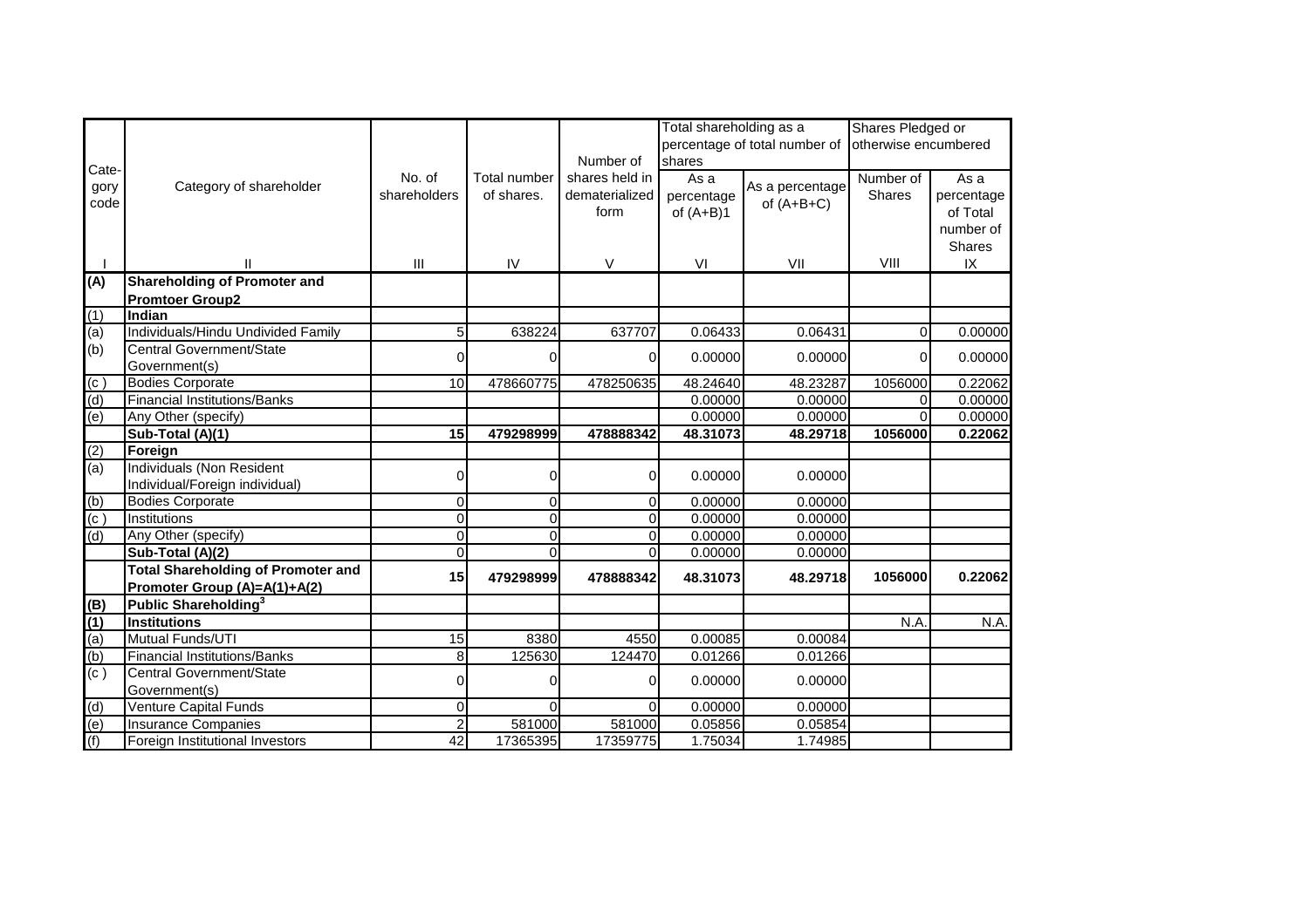| Cate-gory code | Category of shareholder | No. of shareholders | Total number of shares. | Number of shares held in dematerialized form | Total shareholding as a percentage of total number of shares | | Shares Pledged or otherwise encumbered | |
|---|---|---|---|---|---|---|---|---|
| | | | | | As a percentage of (A+B)1 | As a percentage of (A+B+C) | Number of Shares | As a percentage of Total number of Shares |
| I | II | III | IV | V | VI | VII | VIII | IX |
| **(A)** | **Shareholding of Promoter and Promtoer Group2** | | | | | | | |
| (1) | **Indian** | | | | | | | |
| (a) | Individuals/Hindu Undivided Family | 5 | 638224 | 637707 | 0.06433 | 0.06431 | 0 | 0.00000 |
| (b) | Central Government/State Government(s) | 0 | 0 | 0 | 0.00000 | 0.00000 | 0 | 0.00000 |
| (c ) | Bodies Corporate | 10 | 478660775 | 478250635 | 48.24640 | 48.23287 | 1056000 | 0.22062 |
| (d) | Financial Institutions/Banks | | | | 0.00000 | 0.00000 | 0 | 0.00000 |
| (e) | Any Other (specify) | | | | 0.00000 | 0.00000 | 0 | 0.00000 |
| | **Sub-Total (A)(1)** | **15** | **479298999** | **478888342** | **48.31073** | **48.29718** | **1056000** | **0.22062** |
| (2) | **Foreign** | | | | | | | |
| (a) | Individuals (Non Resident Individual/Foreign individual) | 0 | 0 | 0 | 0.00000 | 0.00000 | | |
| (b) | Bodies Corporate | 0 | 0 | 0 | 0.00000 | 0.00000 | | |
| (c ) | Institutions | 0 | 0 | 0 | 0.00000 | 0.00000 | | |
| (d) | Any Other (specify) | 0 | 0 | 0 | 0.00000 | 0.00000 | | |
| | **Sub-Total (A)(2)** | 0 | 0 | 0 | 0.00000 | 0.00000 | | |
| | **Total Shareholding of Promoter and Promoter Group (A)=A(1)+A(2)** | **15** | **479298999** | **478888342** | **48.31073** | **48.29718** | **1056000** | **0.22062** |
| **(B)** | **Public Shareholding[3]** | | | | | | | |
| **(1)** | **Institutions** | | | | | | N.A. | N.A. |
| (a) | Mutual Funds/UTI | 15 | 8380 | 4550 | 0.00085 | 0.00084 | | |
| (b) | Financial Institutions/Banks | 8 | 125630 | 124470 | 0.01266 | 0.01266 | | |
| (c ) | Central Government/State Government(s) | 0 | 0 | 0 | 0.00000 | 0.00000 | | |
| (d) | Venture Capital Funds | 0 | 0 | 0 | 0.00000 | 0.00000 | | |
| (e) | Insurance Companies | 2 | 581000 | 581000 | 0.05856 | 0.05854 | | |
| (f) | Foreign Institutional Investors | 42 | 17365395 | 17359775 | 1.75034 | 1.74985 | | |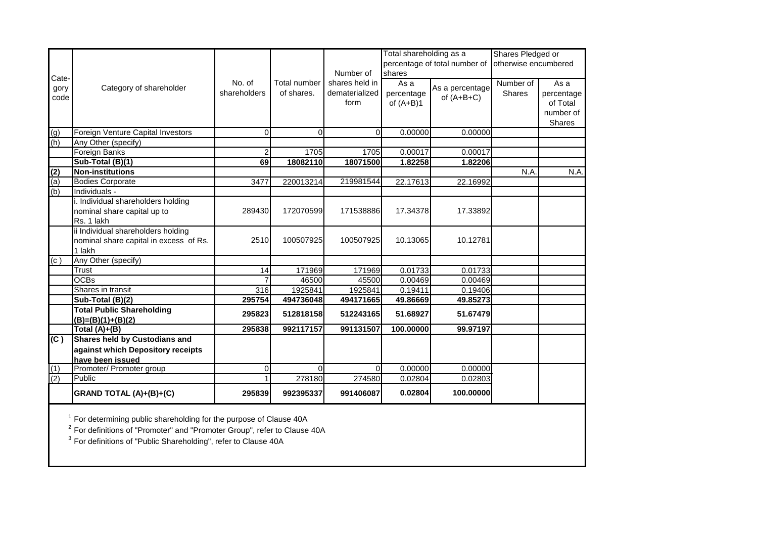| Cate-gory code | Category of shareholder | No. of shareholders | Total number of shares. | Number of shares held in dematerialized form | Total shareholding as a percentage of total number of shares | | Shares Pledged or otherwise encumbered | |
|---|---|---|---|---|---|---|---|---|
| | | | | | As a percentage of (A+B)1 | As a percentage of (A+B+C) | Number of Shares | As a percentage of Total number of Shares |
| (g) | Foreign Venture Capital Investors | 0 | 0 | 0 | 0.00000 | 0.00000 | | |
| (h) | Any Other (specify) | | | | | | | |
| | Foreign Banks | 2 | 1705 | 1705 | 0.00017 | 0.00017 | | |
| | **Sub-Total (B)(1)** | **69** | **18082110** | **18071500** | **1.82258** | **1.82206** | | |
| **(2)** | **Non-institutions** | | | | | | N.A. | N.A. |
| (a) | Bodies Corporate | 3477 | 220013214 | 219981544 | 22.17613 | 22.16992 | | |
| (b) | Individuals - | | | | | | | |
| | i. Individual shareholders holding nominal share capital up to Rs. 1 lakh | 289430 | 172070599 | 171538886 | 17.34378 | 17.33892 | | |
| | ii Individual shareholders holding nominal share capital in excess of Rs. 1 lakh | 2510 | 100507925 | 100507925 | 10.13065 | 10.12781 | | |
| (c ) | Any Other (specify) | | | | | | | |
| | Trust | 14 | 171969 | 171969 | 0.01733 | 0.01733 | | |
| | OCBs | 7 | 46500 | 45500 | 0.00469 | 0.00469 | | |
| | Shares in transit | 316 | 1925841 | 1925841 | 0.19411 | 0.19406 | | |
| | **Sub-Total (B)(2)** | **295754** | **494736048** | **494171665** | **49.86669** | **49.85273** | | |
| | **Total Public Shareholding (B)=(B)(1)+(B)(2)** | **295823** | **512818158** | **512243165** | **51.68927** | **51.67479** | | |
| | **Total (A)+(B)** | **295838** | **992117157** | **991131507** | **100.00000** | **99.97197** | | |
| **(C )** | **Shares held by Custodians and against which Depository receipts have been issued** | | | | | | | |
| (1) | Promoter/ Promoter group | 0 | 0 | 0 | 0.00000 | 0.00000 | | |
| (2) | Public | 1 | 278180 | 274580 | 0.02804 | 0.02803 | | |
| | **GRAND TOTAL (A)+(B)+(C)** | **295839** | **992395337** | **991406087** | **0.02804** | **100.00000** | | |

[1] For determining public shareholding for the purpose of Clause 40A

[2] For definitions of "Promoter" and "Promoter Group", refer to Clause 40A

[3] For definitions of "Public Shareholding", refer to Clause 40A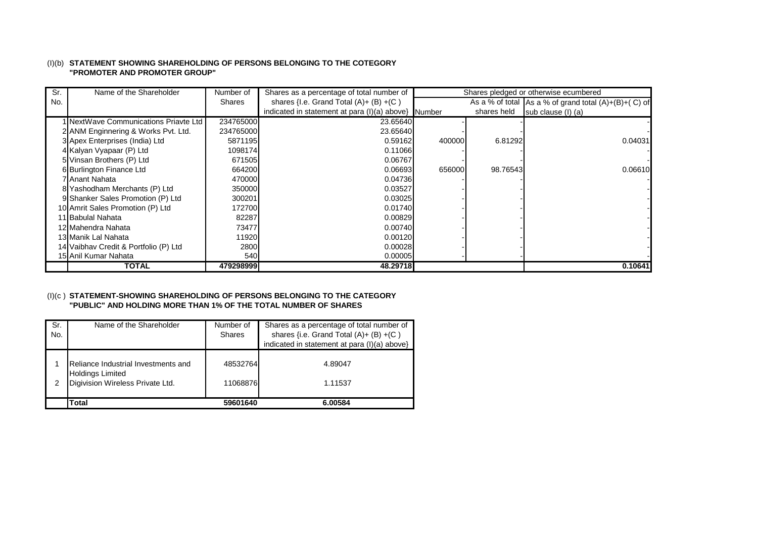(I)(b) **STATEMENT SHOWING SHAREHOLDING OF PERSONS BELONGING TO THE COTEGORY "PROMOTER AND PROMOTER GROUP"**

| Sr. No. | Name of the Shareholder | Number of Shares | Shares as a percentage of total number of shares {I.e. Grand Total (A)+ (B) +(C ) indicated in statement at para (I)(a) above} | Shares pledged or otherwise ecumbered | | |
|---|---|---|---|---|---|---|
| | | | | Number | As a % of total shares held | As a % of grand total (A)+(B)+( C) of sub clause (I) (a) |
| 1 | NextWave Communications Priavte Ltd | 234765000 | 23.65640 | - | - | - |
| 2 | ANM Enginnering & Works Pvt. Ltd. | 234765000 | 23.65640 | - | - | - |
| 3 | Apex Enterprises (India) Ltd | 5871195 | 0.59162 | 400000 | 6.81292 | 0.04031 |
| 4 | Kalyan Vyapaar (P) Ltd | 1098174 | 0.11066 | - | - | - |
| 5 | Vinsan Brothers (P) Ltd | 671505 | 0.06767 | - | - | - |
| 6 | Burlington Finance Ltd | 664200 | 0.06693 | 656000 | 98.76543 | 0.06610 |
| 7 | Anant Nahata | 470000 | 0.04736 | - | - | - |
| 8 | Yashodham Merchants (P) Ltd | 350000 | 0.03527 | - | - | - |
| 9 | Shanker Sales Promotion (P) Ltd | 300201 | 0.03025 | - | - | - |
| 10 | Amrit Sales Promotion (P) Ltd | 172700 | 0.01740 | - | - | - |
| 11 | Babulal Nahata | 82287 | 0.00829 | - | - | - |
| 12 | Mahendra Nahata | 73477 | 0.00740 | - | - | - |
| 13 | Manik Lal Nahata | 11920 | 0.00120 | - | - | - |
| 14 | Vaibhav Credit & Portfolio (P) Ltd | 2800 | 0.00028 | - | - | - |
| 15 | Anil Kumar Nahata | 540 | 0.00005 | - | - | - |
| | **TOTAL** | **479298999** | **48.29718** | | | **0.10641** |

(I)(c ) **STATEMENT-SHOWING SHAREHOLDING OF PERSONS BELONGING TO THE CATEGORY "PUBLIC" AND HOLDING MORE THAN 1% OF THE TOTAL NUMBER OF SHARES**

| Sr. No. | Name of the Shareholder | Number of Shares | Shares as a percentage of total number of shares {i.e. Grand Total (A)+ (B) +(C ) indicated in statement at para (I)(a) above} |
|---|---|---|---|
| 1 | Reliance Industrial Investments and Holdings Limited | 48532764 | 4.89047 |
| 2 | Digivision Wireless Private Ltd. | 11068876 | 1.11537 |
| | **Total** | **59601640** | **6.00584** |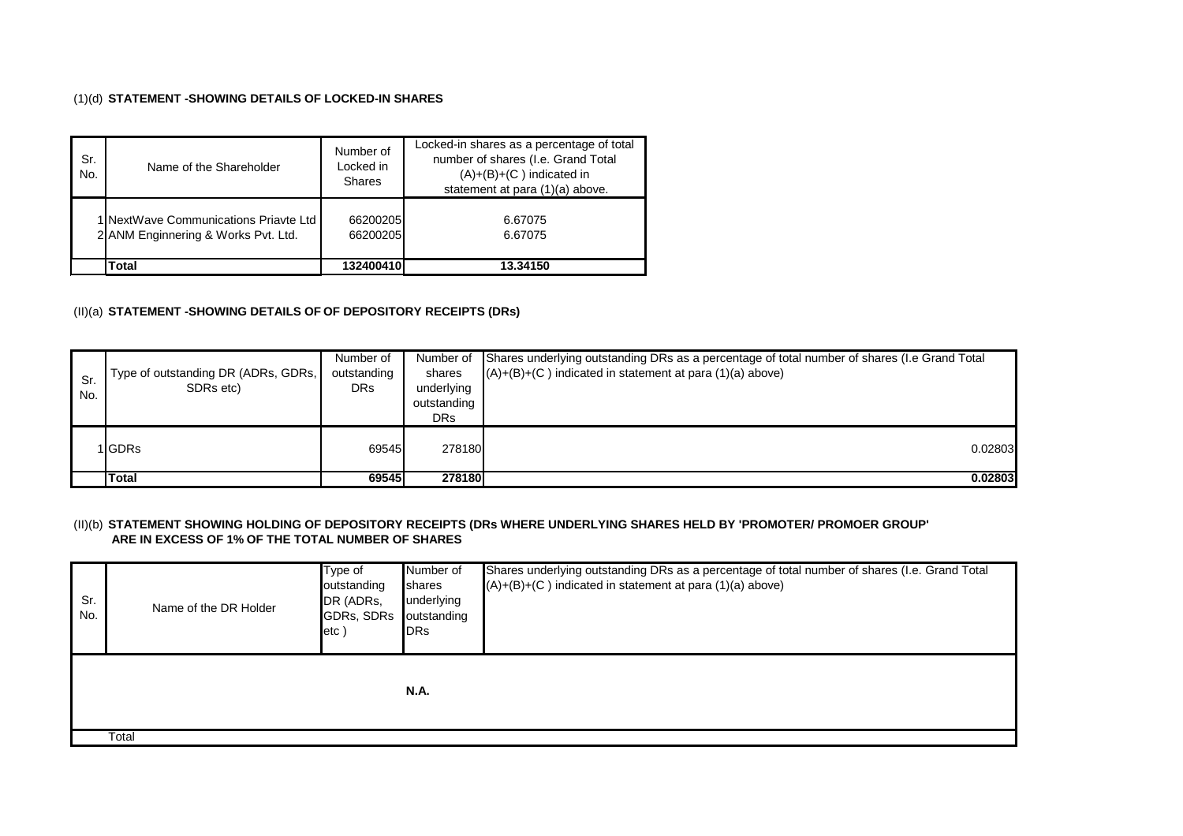(1)(d) **STATEMENT -SHOWING DETAILS OF LOCKED-IN SHARES**

| Sr. No. | Name of the Shareholder | Number of Locked in Shares | Locked-in shares as a percentage of total number of shares (I.e. Grand Total (A)+(B)+(C ) indicated in statement at para (1)(a) above. |
|---|---|---|---|
| 1 | NextWave Communications Priavte Ltd | 66200205 | 6.67075 |
| 2 | ANM Enginnering & Works Pvt. Ltd. | 66200205 | 6.67075 |
| | **Total** | **132400410** | **13.34150** |

(II)(a) **STATEMENT -SHOWING DETAILS OF OF DEPOSITORY RECEIPTS (DRs)**

| Sr. No. | Type of outstanding DR (ADRs, GDRs, SDRs etc) | Number of outstanding DRs | Number of shares underlying outstanding DRs | Shares underlying outstanding DRs as a percentage of total number of shares (I.e Grand Total (A)+(B)+(C ) indicated in statement at para (1)(a) above) |
|---|---|---|---|---|
| 1 | GDRs | 69545 | 278180 | 0.02803 |
| | **Total** | **69545** | **278180** | **0.02803** |

(II)(b) **STATEMENT SHOWING HOLDING OF DEPOSITORY RECEIPTS (DRs WHERE UNDERLYING SHARES HELD BY 'PROMOTER/ PROMOER GROUP' ARE IN EXCESS OF 1% OF THE TOTAL NUMBER OF SHARES**

| Sr. No. | Name of the DR Holder | Type of outstanding DR (ADRs, GDRs, SDRs etc ) | Number of shares underlying outstanding DRs | Shares underlying outstanding DRs as a percentage of total number of shares (I.e. Grand Total (A)+(B)+(C ) indicated in statement at para (1)(a) above) |
|---|---|---|---|---|
| | | | **N.A.** | |
| | Total | | | |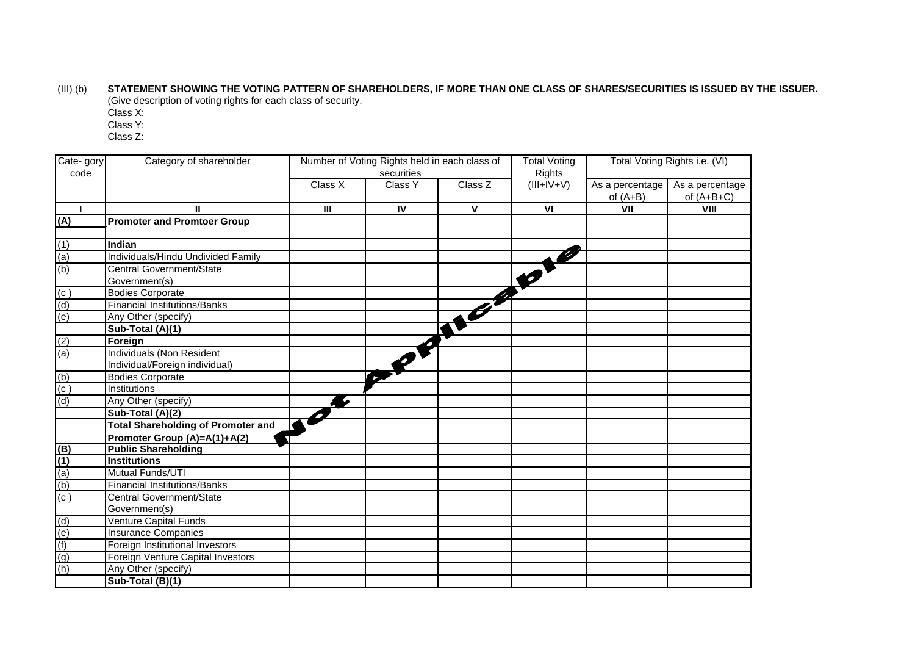(III) (b) **STATEMENT SHOWING THE VOTING PATTERN OF SHAREHOLDERS, IF MORE THAN ONE CLASS OF SHARES/SECURITIES IS ISSUED BY THE ISSUER.**

(Give description of voting rights for each class of security.

Class X:

Class Y:

Class Z:

| Cate- gory code | Category of shareholder | Number of Voting Rights held in each class of securities | | | Total Voting Rights | Total Voting Rights i.e. (VI) | |
|---|---|---|---|---|---|---|---|
| | | Class X | Class Y | Class Z | (III+IV+V) | As a percentage of (A+B) | As a percentage of (A+B+C) |
| I | II | III | IV | V | VI | VII | VIII |
| **(A)** | **Promoter and Promtoer Group** | | | | | | |
| (1) | **Indian** | | | | | | |
| (a) | Individuals/Hindu Undivided Family | | | | | | |
| (b) | Central Government/State Government(s) | | | | | | |
| (c ) | Bodies Corporate | | | | | | |
| (d) | Financial Institutions/Banks | | | | | | |
| (e) | Any Other (specify) | | | | | | |
| | **Sub-Total (A)(1)** | | | | | | |
| (2) | **Foreign** | | | | | | |
| (a) | Individuals (Non Resident Individual/Foreign individual) | | | | | | |
| (b) | Bodies Corporate | | | | | | |
| (c ) | Institutions | | | | | | |
| (d) | Any Other (specify) | | | | | | |
| | **Sub-Total (A)(2)** | | | | | | |
| | **Total Shareholding of Promoter and Promoter Group (A)=A(1)+A(2)** | | | | | | |
| **(B)** | **Public Shareholding** | | | | | | |
| **(1)** | **Institutions** | | | | | | |
| (a) | Mutual Funds/UTI | | | | | | |
| (b) | Financial Institutions/Banks | | | | | | |
| (c ) | Central Government/State Government(s) | | | | | | |
| (d) | Venture Capital Funds | | | | | | |
| (e) | Insurance Companies | | | | | | |
| (f) | Foreign Institutional Investors | | | | | | |
| (g) | Foreign Venture Capital Investors | | | | | | |
| (h) | Any Other (specify) | | | | | | |
| | **Sub-Total (B)(1)** | | | | | | |

Not Applicable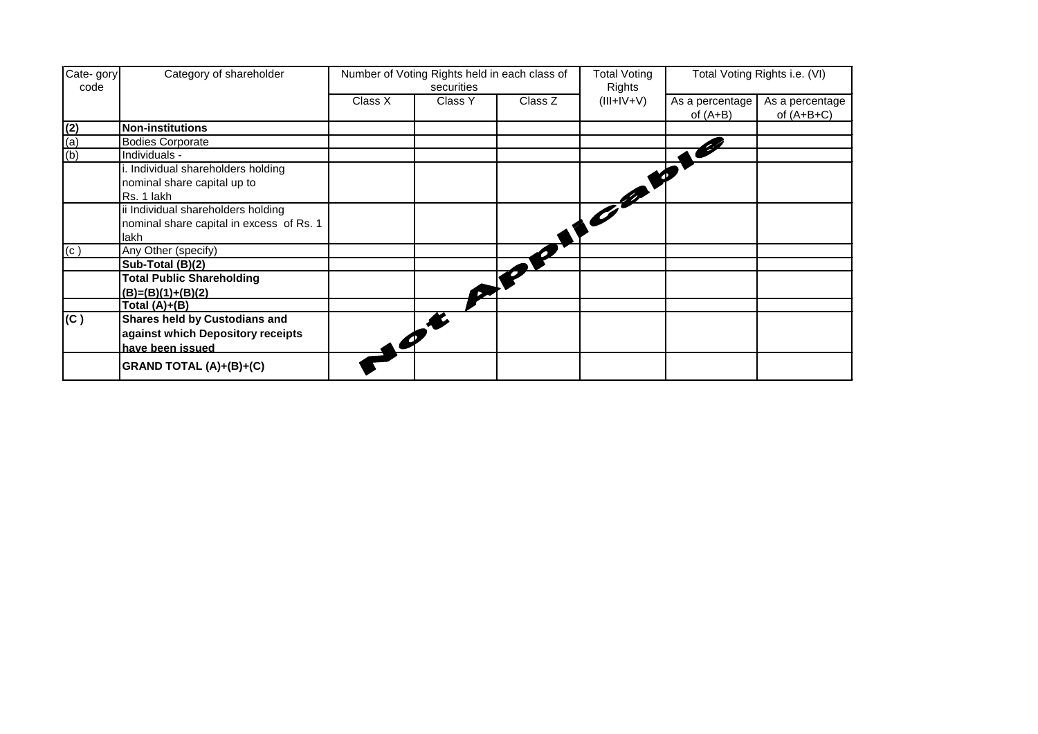| Cate- gory code | Category of shareholder | Number of Voting Rights held in each class of securities | | | Total Voting Rights | Total Voting Rights i.e. (VI) | |
|---|---|---|---|---|---|---|---|
| | | Class X | Class Y | Class Z | (III+IV+V) | As a percentage of (A+B) | As a percentage of (A+B+C) |
| **(2)** | **Non-institutions** | | | | | | |
| (a) | Bodies Corporate | | | | | | |
| (b) | Individuals - | | | | | | |
| | i. Individual shareholders holding nominal share capital up to Rs. 1 lakh | | | | | | |
| | ii Individual shareholders holding nominal share capital in excess of Rs. 1 lakh | | | | | | |
| (c ) | Any Other (specify) | | | | | | |
| | **Sub-Total (B)(2)** | | | | | | |
| | **Total Public Shareholding (B)=(B)(1)+(B)(2)** | | | | | | |
| | **Total (A)+(B)** | | | | | | |
| **(C )** | **Shares held by Custodians and against which Depository receipts have been issued** | | | | | | |
| | **GRAND TOTAL (A)+(B)+(C)** | | | | | | |

Not Applicable